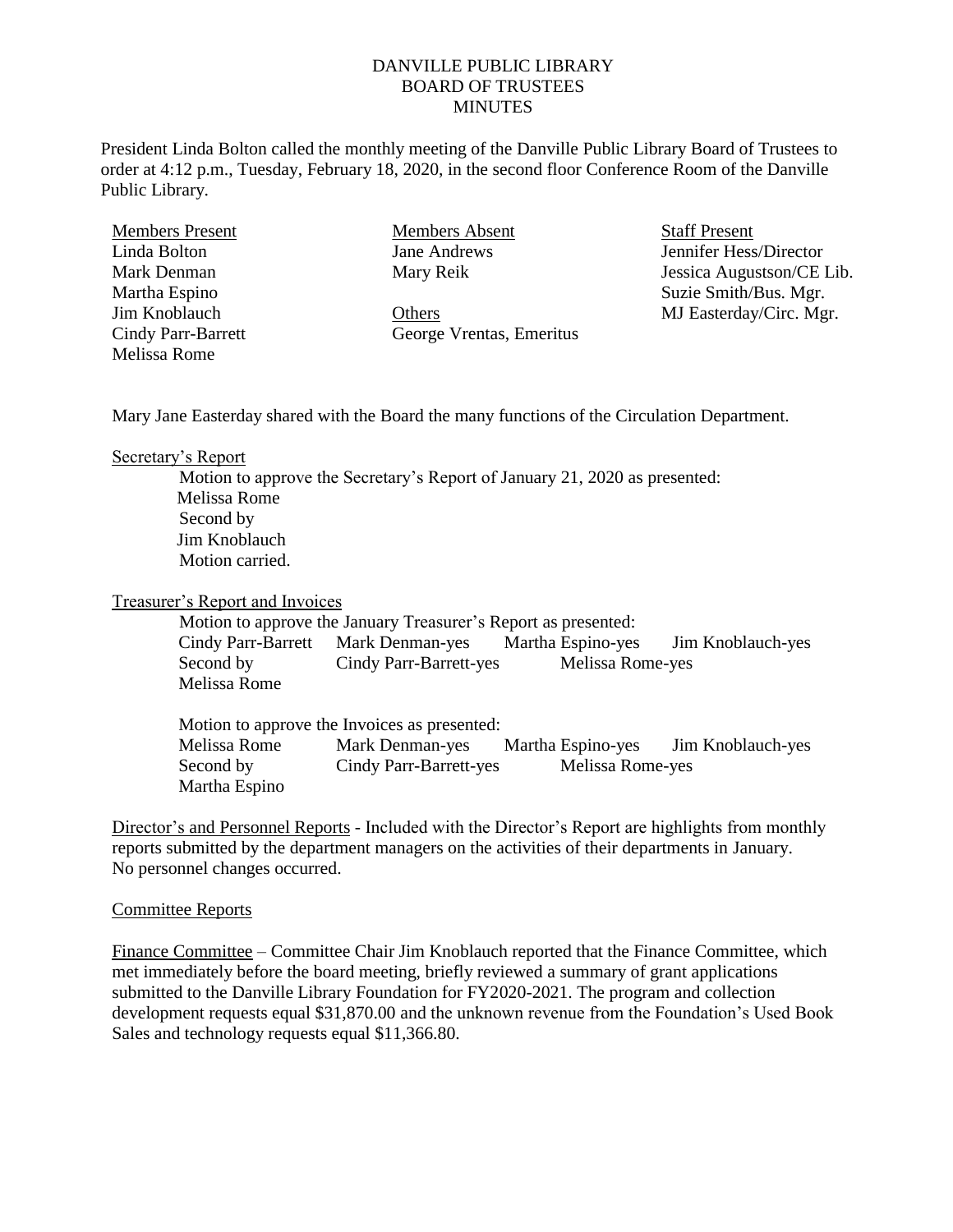# DANVILLE PUBLIC LIBRARY
## BOARD OF TRUSTEES
## MINUTES

President Linda Bolton called the monthly meeting of the Danville Public Library Board of Trustees to order at 4:12 p.m., Tuesday, February 18, 2020, in the second floor Conference Room of the Danville Public Library.

| Members Present | Members Absent | Staff Present |
|---|---|---|
| Linda Bolton | Jane Andrews | Jennifer Hess/Director |
| Mark Denman | Mary Reik | Jessica Augustson/CE Lib. |
| Martha Espino | | Suzie Smith/Bus. Mgr. |
| Jim Knoblauch | Others | MJ Easterday/Circ. Mgr. |
| Cindy Parr-Barrett | George Vrentas, Emeritus | |
| Melissa Rome | | |

Mary Jane Easterday shared with the Board the many functions of the Circulation Department.

Secretary's Report

Motion to approve the Secretary's Report of January 21, 2020 as presented:
Melissa Rome
Second by
Jim Knoblauch
Motion carried.

Treasurer's Report and Invoices

Motion to approve the January Treasurer's Report as presented:

| | | | |
|---|---|---|---|
| Cindy Parr-Barrett | Mark Denman-yes | Martha Espino-yes | Jim Knoblauch-yes |
| Second by | Cindy Parr-Barrett-yes | Melissa Rome-yes | |
| Melissa Rome | | | |

Motion to approve the Invoices as presented:

| | | | |
|---|---|---|---|
| Melissa Rome | Mark Denman-yes | Martha Espino-yes | Jim Knoblauch-yes |
| Second by | Cindy Parr-Barrett-yes | Melissa Rome-yes | |
| Martha Espino | | | |

Director's and Personnel Reports - Included with the Director's Report are highlights from monthly reports submitted by the department managers on the activities of their departments in January. No personnel changes occurred.

Committee Reports

Finance Committee – Committee Chair Jim Knoblauch reported that the Finance Committee, which met immediately before the board meeting, briefly reviewed a summary of grant applications submitted to the Danville Library Foundation for FY2020-2021. The program and collection development requests equal $31,870.00 and the unknown revenue from the Foundation's Used Book Sales and technology requests equal $11,366.80.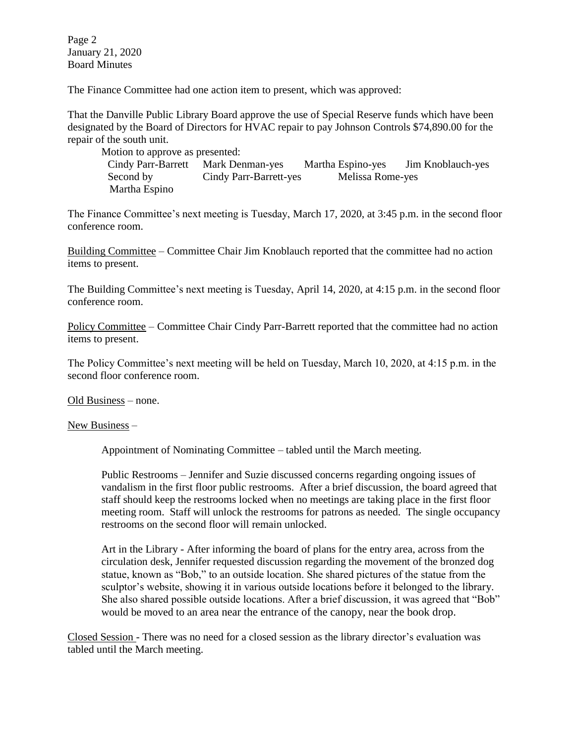The Finance Committee had one action item to present, which was approved:

That the Danville Public Library Board approve the use of Special Reserve funds which have been designated by the Board of Directors for HVAC repair to pay Johnson Controls $74,890.00 for the repair of the south unit.

Motion to approve as presented:

| Cindy Parr-Barrett | Mark Denman-yes | Martha Espino-yes | Jim Knoblauch-yes |
|---|---|---|---|
| Second by | Cindy Parr-Barrett-yes | Melissa Rome-yes | |
| Martha Espino | | | |

The Finance Committee's next meeting is Tuesday, March 17, 2020, at 3:45 p.m. in the second floor conference room.

Building Committee – Committee Chair Jim Knoblauch reported that the committee had no action items to present.

The Building Committee's next meeting is Tuesday, April 14, 2020, at 4:15 p.m. in the second floor conference room.

Policy Committee – Committee Chair Cindy Parr-Barrett reported that the committee had no action items to present.

The Policy Committee's next meeting will be held on Tuesday, March 10, 2020, at 4:15 p.m. in the second floor conference room.

Old Business – none.

New Business –

Appointment of Nominating Committee – tabled until the March meeting.

Public Restrooms – Jennifer and Suzie discussed concerns regarding ongoing issues of vandalism in the first floor public restrooms. After a brief discussion, the board agreed that staff should keep the restrooms locked when no meetings are taking place in the first floor meeting room. Staff will unlock the restrooms for patrons as needed. The single occupancy restrooms on the second floor will remain unlocked.

Art in the Library - After informing the board of plans for the entry area, across from the circulation desk, Jennifer requested discussion regarding the movement of the bronzed dog statue, known as "Bob," to an outside location. She shared pictures of the statue from the sculptor's website, showing it in various outside locations before it belonged to the library. She also shared possible outside locations. After a brief discussion, it was agreed that "Bob" would be moved to an area near the entrance of the canopy, near the book drop.

Closed Session - There was no need for a closed session as the library director's evaluation was tabled until the March meeting.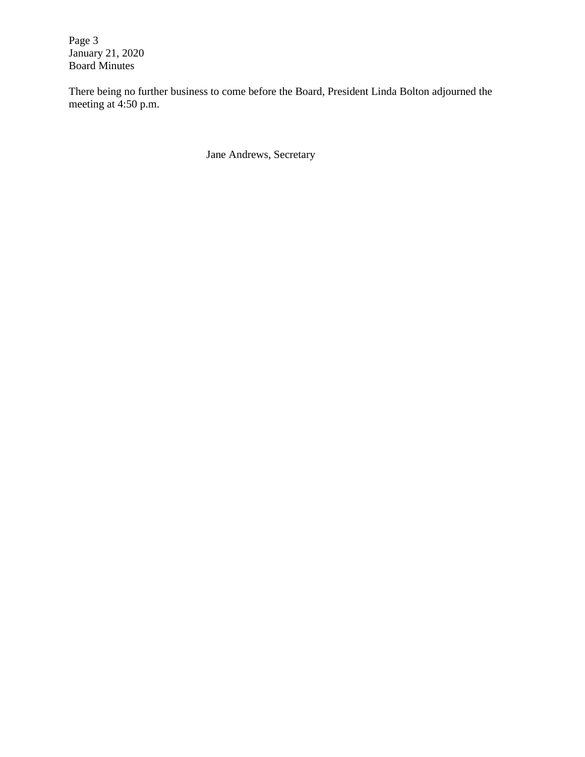There being no further business to come before the Board, President Linda Bolton adjourned the meeting at 4:50 p.m.

Jane Andrews, Secretary